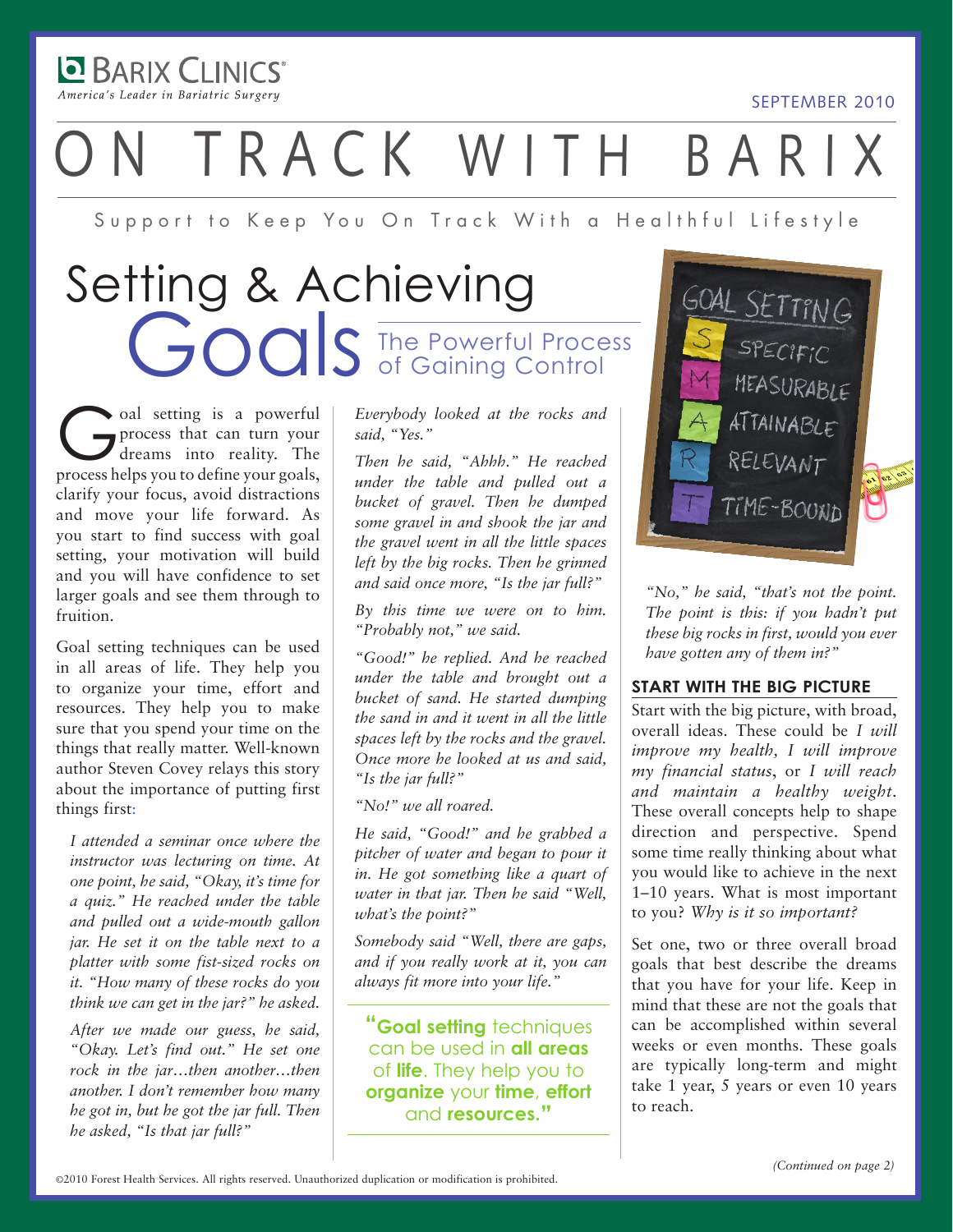**BARIX CLINICS®**
*America's Leader in Bariatric Surgery*

SEPTEMBER 2010

# ON TRACK WITH BARIX

Support to Keep You On Track With a Healthful Lifestyle

## Setting & Achieving Goals

### The Powerful Process of Gaining Control

Goal setting is a powerful process that can turn your dreams into reality. The process helps you to define your goals, clarify your focus, avoid distractions and move your life forward. As you start to find success with goal setting, your motivation will build and you will have confidence to set larger goals and see them through to fruition.

Goal setting techniques can be used in all areas of life. They help you to organize your time, effort and resources. They help you to make sure that you spend your time on the things that really matter. Well-known author Steven Covey relays this story about the importance of putting first things first:

*I attended a seminar once where the instructor was lecturing on time. At one point, he said, "Okay, it's time for a quiz." He reached under the table and pulled out a wide-mouth gallon jar. He set it on the table next to a platter with some fist-sized rocks on it. "How many of these rocks do you think we can get in the jar?" he asked.*

*After we made our guess, he said, "Okay. Let's find out." He set one rock in the jar…then another…then another. I don't remember how many he got in, but he got the jar full. Then he asked, "Is that jar full?"*

*Everybody looked at the rocks and said, "Yes."*

*Then he said, "Ahhh." He reached under the table and pulled out a bucket of gravel. Then he dumped some gravel in and shook the jar and the gravel went in all the little spaces left by the big rocks. Then he grinned and said once more, "Is the jar full?"*

*By this time we were on to him. "Probably not," we said.*

*"Good!" he replied. And he reached under the table and brought out a bucket of sand. He started dumping the sand in and it went in all the little spaces left by the rocks and the gravel. Once more he looked at us and said, "Is the jar full?"*

*"No!" we all roared.*

*He said, "Good!" and he grabbed a pitcher of water and began to pour it in. He got something like a quart of water in that jar. Then he said "Well, what's the point?"*

*Somebody said "Well, there are gaps, and if you really work at it, you can always fit more into your life."*

*"No," he said, "that's not the point. The point is this: if you hadn't put these big rocks in first, would you ever have gotten any of them in?"*

> "**Goal setting** techniques can be used in **all areas** of **life**. They help you to **organize** your **time**, **effort** and **resources**."

#### START WITH THE BIG PICTURE

Start with the big picture, with broad, overall ideas. These could be *I will improve my health, I will improve my financial status*, or *I will reach and maintain a healthy weight*. These overall concepts help to shape direction and perspective. Spend some time really thinking about what you would like to achieve in the next 1–10 years. What is most important to you? *Why is it so important?*

Set one, two or three overall broad goals that best describe the dreams that you have for your life. Keep in mind that these are not the goals that can be accomplished within several weeks or even months. These goals are typically long-term and might take 1 year, 5 years or even 10 years to reach.

*(Continued on page 2)*

©2010 Forest Health Services. All rights reserved. Unauthorized duplication or modification is prohibited.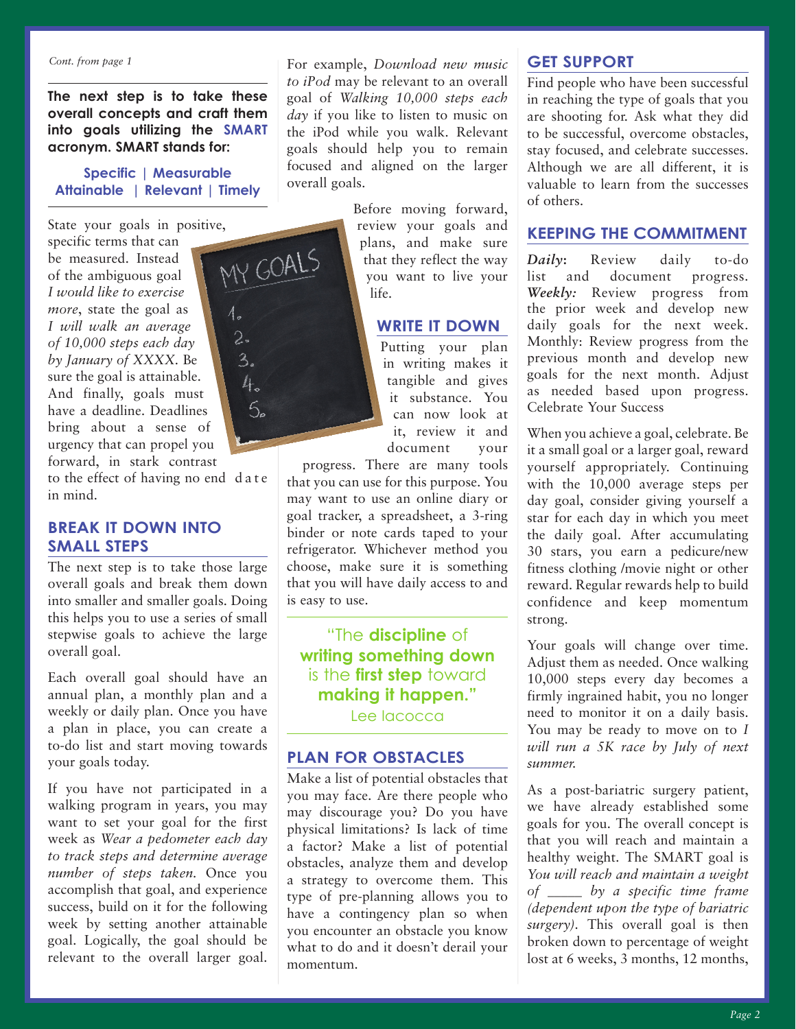*Cont. from page 1*

**The next step is to take these overall concepts and craft them into goals utilizing the SMART acronym. SMART stands for:**

**Specific | Measurable Attainable | Relevant | Timely**

State your goals in positive, specific terms that can be measured. Instead of the ambiguous goal *I would like to exercise more*, state the goal as *I will walk an average of 10,000 steps each day by January of XXXX*. Be sure the goal is attainable. And finally, goals must have a deadline. Deadlines bring about a sense of urgency that can propel you forward, in stark contrast to the effect of having no end date in mind.

## BREAK IT DOWN INTO SMALL STEPS

The next step is to take those large overall goals and break them down into smaller and smaller goals. Doing this helps you to use a series of small stepwise goals to achieve the large overall goal.

Each overall goal should have an annual plan, a monthly plan and a weekly or daily plan. Once you have a plan in place, you can create a to-do list and start moving towards your goals today.

If you have not participated in a walking program in years, you may want to set your goal for the first week as *Wear a pedometer each day to track steps and determine average number of steps taken.* Once you accomplish that goal, and experience success, build on it for the following week by setting another attainable goal. Logically, the goal should be relevant to the overall larger goal. For example, *Download new music to iPod* may be relevant to an overall goal of *Walking 10,000 steps each day* if you like to listen to music on the iPod while you walk. Relevant goals should help you to remain focused and aligned on the larger overall goals.

Before moving forward, review your goals and plans, and make sure that they reflect the way you want to live your life.

## WRITE IT DOWN

Putting your plan in writing makes it tangible and gives it substance. You can now look at it, review it and document your progress. There are many tools that you can use for this purpose. You may want to use an online diary or goal tracker, a spreadsheet, a 3-ring binder or note cards taped to your refrigerator. Whichever method you choose, make sure it is something that you will have daily access to and is easy to use.

> "The **discipline** of **writing something down** is the **first step** toward **making it happen."**
> Lee Iacocca

## PLAN FOR OBSTACLES

Make a list of potential obstacles that you may face. Are there people who may discourage you? Do you have physical limitations? Is lack of time a factor? Make a list of potential obstacles, analyze them and develop a strategy to overcome them. This type of pre-planning allows you to have a contingency plan so when you encounter an obstacle you know what to do and it doesn't derail your momentum.

## GET SUPPORT

Find people who have been successful in reaching the type of goals that you are shooting for. Ask what they did to be successful, overcome obstacles, stay focused, and celebrate successes. Although we are all different, it is valuable to learn from the successes of others.

## KEEPING THE COMMITMENT

***Daily:*** Review daily to-do list and document progress. ***Weekly:*** Review progress from the prior week and develop new daily goals for the next week. Monthly: Review progress from the previous month and develop new goals for the next month. Adjust as needed based upon progress. Celebrate Your Success

When you achieve a goal, celebrate. Be it a small goal or a larger goal, reward yourself appropriately. Continuing with the 10,000 average steps per day goal, consider giving yourself a star for each day in which you meet the daily goal. After accumulating 30 stars, you earn a pedicure/new fitness clothing /movie night or other reward. Regular rewards help to build confidence and keep momentum strong.

Your goals will change over time. Adjust them as needed. Once walking 10,000 steps every day becomes a firmly ingrained habit, you no longer need to monitor it on a daily basis. You may be ready to move on to *I will run a 5K race by July of next summer.*

As a post-bariatric surgery patient, we have already established some goals for you. The overall concept is that you will reach and maintain a healthy weight. The SMART goal is *You will reach and maintain a weight of _____ by a specific time frame (dependent upon the type of bariatric surgery)*. This overall goal is then broken down to percentage of weight lost at 6 weeks, 3 months, 12 months,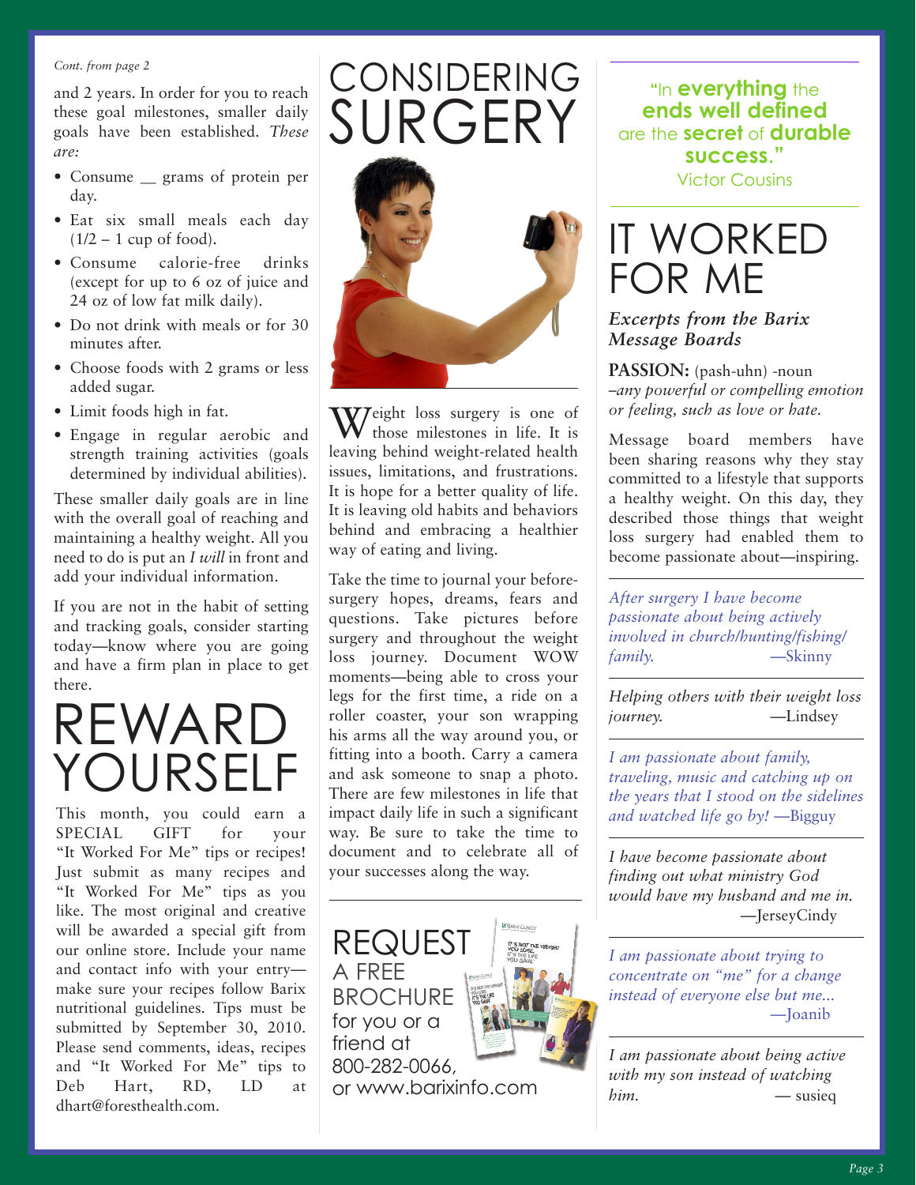*Cont. from page 2*

and 2 years. In order for you to reach these goal milestones, smaller daily goals have been established. *These are:*

- Consume __ grams of protein per day.
- Eat six small meals each day (1/2 – 1 cup of food).
- Consume calorie-free drinks (except for up to 6 oz of juice and 24 oz of low fat milk daily).
- Do not drink with meals or for 30 minutes after.
- Choose foods with 2 grams or less added sugar.
- Limit foods high in fat.
- Engage in regular aerobic and strength training activities (goals determined by individual abilities).

These smaller daily goals are in line with the overall goal of reaching and maintaining a healthy weight. All you need to do is put an *I will* in front and add your individual information.

If you are not in the habit of setting and tracking goals, consider starting today—know where you are going and have a firm plan in place to get there.

# REWARD YOURSELF

This month, you could earn a SPECIAL GIFT for your "It Worked For Me" tips or recipes! Just submit as many recipes and "It Worked For Me" tips as you like. The most original and creative will be awarded a special gift from our online store. Include your name and contact info with your entry—make sure your recipes follow Barix nutritional guidelines. Tips must be submitted by September 30, 2010. Please send comments, ideas, recipes and "It Worked For Me" tips to Deb Hart, RD, LD at dhart@foresthealth.com.

# CONSIDERING SURGERY

Weight loss surgery is one of those milestones in life. It is leaving behind weight-related health issues, limitations, and frustrations. It is hope for a better quality of life. It is leaving old habits and behaviors behind and embracing a healthier way of eating and living.

Take the time to journal your before-surgery hopes, dreams, fears and questions. Take pictures before surgery and throughout the weight loss journey. Document WOW moments—being able to cross your legs for the first time, a ride on a roller coaster, your son wrapping his arms all the way around you, or fitting into a booth. Carry a camera and ask someone to snap a photo. There are few milestones in life that impact daily life in such a significant way. Be sure to take the time to document and to celebrate all of your successes along the way.

## REQUEST A FREE BROCHURE

for you or a friend at 800-282-0066, or www.barixinfo.com

"In **everything** the **ends well defined** are the **secret** of **durable success**."
Victor Cousins

# IT WORKED FOR ME

*Excerpts from the Barix Message Boards*

**PASSION:** (pash-uhn) -noun –*any powerful or compelling emotion or feeling, such as love or hate.*

Message board members have been sharing reasons why they stay committed to a lifestyle that supports a healthy weight. On this day, they described those things that weight loss surgery had enabled them to become passionate about—inspiring.

*After surgery I have become passionate about being actively involved in church/hunting/fishing/family.* —Skinny

*Helping others with their weight loss journey.* —Lindsey

*I am passionate about family, traveling, music and catching up on the years that I stood on the sidelines and watched life go by!* —Bigguy

*I have become passionate about finding out what ministry God would have my husband and me in.* —JerseyCindy

*I am passionate about trying to concentrate on "me" for a change instead of everyone else but me...* —Joanib

*I am passionate about being active with my son instead of watching him.* — susieq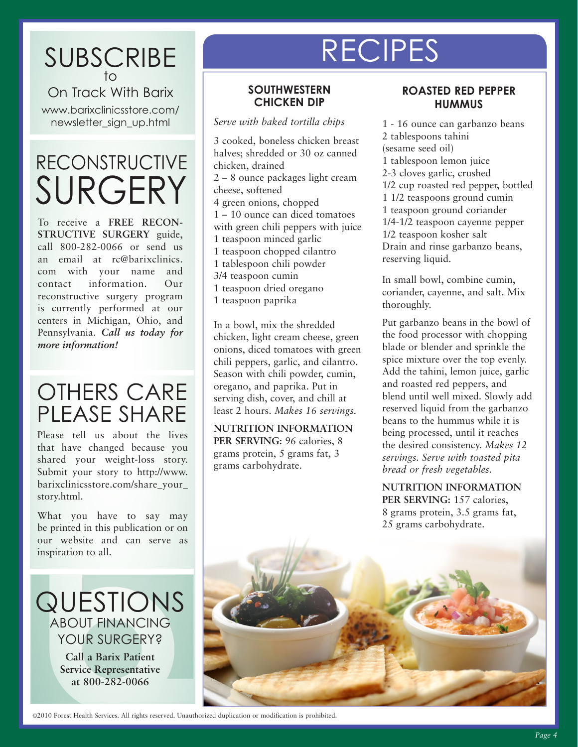# SUBSCRIBE

to

On Track With Barix

www.barixclinicsstore.com/newsletter_sign_up.html

# RECONSTRUCTIVE SURGERY

To receive a **FREE RECONSTRUCTIVE SURGERY** guide, call 800-282-0066 or send us an email at rc@barixclinics.com with your name and contact information. Our reconstructive surgery program is currently performed at our centers in Michigan, Ohio, and Pennsylvania. ***Call us today for more information!***

# OTHERS CARE PLEASE SHARE

Please tell us about the lives that have changed because you shared your weight-loss story. Submit your story to http://www.barixclinicsstore.com/share_your_story.html.

What you have to say may be printed in this publication or on our website and can serve as inspiration to all.

# QUESTIONS

ABOUT FINANCING YOUR SURGERY?

**Call a Barix Patient Service Representative at 800-282-0066**

# RECIPES

## SOUTHWESTERN CHICKEN DIP

*Serve with baked tortilla chips*

3 cooked, boneless chicken breast halves; shredded or 30 oz canned chicken, drained
2 – 8 ounce packages light cream cheese, softened
4 green onions, chopped
1 – 10 ounce can diced tomatoes with green chili peppers with juice
1 teaspoon minced garlic
1 teaspoon chopped cilantro
1 tablespoon chili powder
3/4 teaspoon cumin
1 teaspoon dried oregano
1 teaspoon paprika

In a bowl, mix the shredded chicken, light cream cheese, green onions, diced tomatoes with green chili peppers, garlic, and cilantro. Season with chili powder, cumin, oregano, and paprika. Put in serving dish, cover, and chill at least 2 hours. *Makes 16 servings.*

**NUTRITION INFORMATION PER SERVING:** 96 calories, 8 grams protein, 5 grams fat, 3 grams carbohydrate.

## ROASTED RED PEPPER HUMMUS

1 - 16 ounce can garbanzo beans
2 tablespoons tahini
(sesame seed oil)
1 tablespoon lemon juice
2-3 cloves garlic, crushed
1/2 cup roasted red pepper, bottled
1 1/2 teaspoons ground cumin
1 teaspoon ground coriander
1/4-1/2 teaspoon cayenne pepper
1/2 teaspoon kosher salt
Drain and rinse garbanzo beans, reserving liquid.

In small bowl, combine cumin, coriander, cayenne, and salt. Mix thoroughly.

Put garbanzo beans in the bowl of the food processor with chopping blade or blender and sprinkle the spice mixture over the top evenly. Add the tahini, lemon juice, garlic and roasted red peppers, and blend until well mixed. Slowly add reserved liquid from the garbanzo beans to the hummus while it is being processed, until it reaches the desired consistency. *Makes 12 servings. Serve with toasted pita bread or fresh vegetables.*

**NUTRITION INFORMATION PER SERVING:** 157 calories, 8 grams protein, 3.5 grams fat, 25 grams carbohydrate.

©2010 Forest Health Services. All rights reserved. Unauthorized duplication or modification is prohibited.